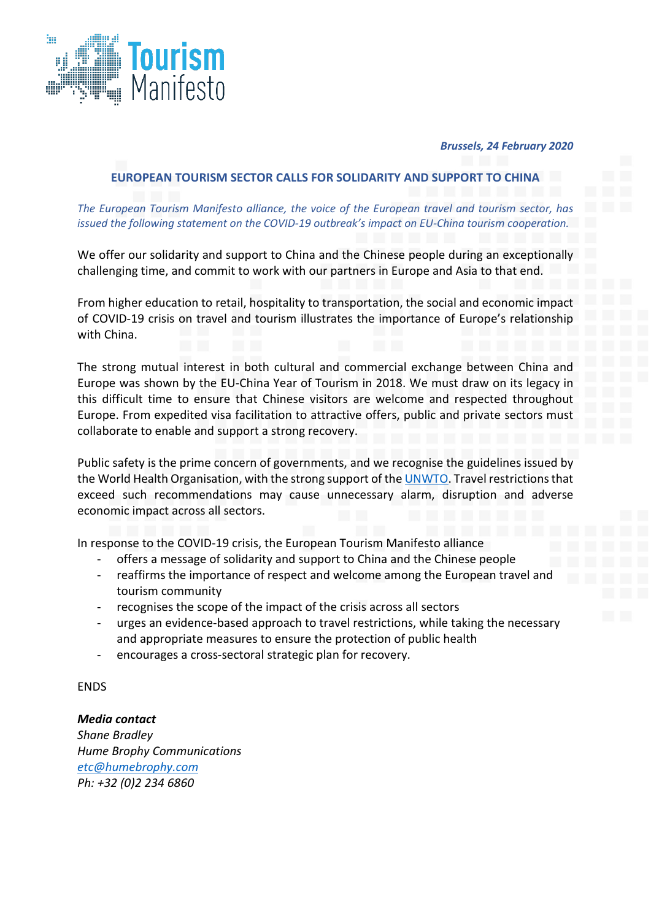Tourism Manifesto

*Brussels, 24 February 2020*

## EUROPEAN TOURISM SECTOR CALLS FOR SOLIDARITY AND SUPPORT TO CHINA

*The European Tourism Manifesto alliance, the voice of the European travel and tourism sector, has issued the following statement on the COVID-19 outbreak's impact on EU-China tourism cooperation.*

We offer our solidarity and support to China and the Chinese people during an exceptionally challenging time, and commit to work with our partners in Europe and Asia to that end.

From higher education to retail, hospitality to transportation, the social and economic impact of COVID-19 crisis on travel and tourism illustrates the importance of Europe's relationship with China.

The strong mutual interest in both cultural and commercial exchange between China and Europe was shown by the EU-China Year of Tourism in 2018. We must draw on its legacy in this difficult time to ensure that Chinese visitors are welcome and respected throughout Europe. From expedited visa facilitation to attractive offers, public and private sectors must collaborate to enable and support a strong recovery.

Public safety is the prime concern of governments, and we recognise the guidelines issued by the World Health Organisation, with the strong support of the UNWTO. Travel restrictions that exceed such recommendations may cause unnecessary alarm, disruption and adverse economic impact across all sectors.

In response to the COVID-19 crisis, the European Tourism Manifesto alliance

- offers a message of solidarity and support to China and the Chinese people
- reaffirms the importance of respect and welcome among the European travel and tourism community
- recognises the scope of the impact of the crisis across all sectors
- urges an evidence-based approach to travel restrictions, while taking the necessary and appropriate measures to ensure the protection of public health
- encourages a cross-sectoral strategic plan for recovery.

ENDS

***Media contact***
*Shane Bradley*
*Hume Brophy Communications*
*etc@humebrophy.com*
*Ph: +32 (0)2 234 6860*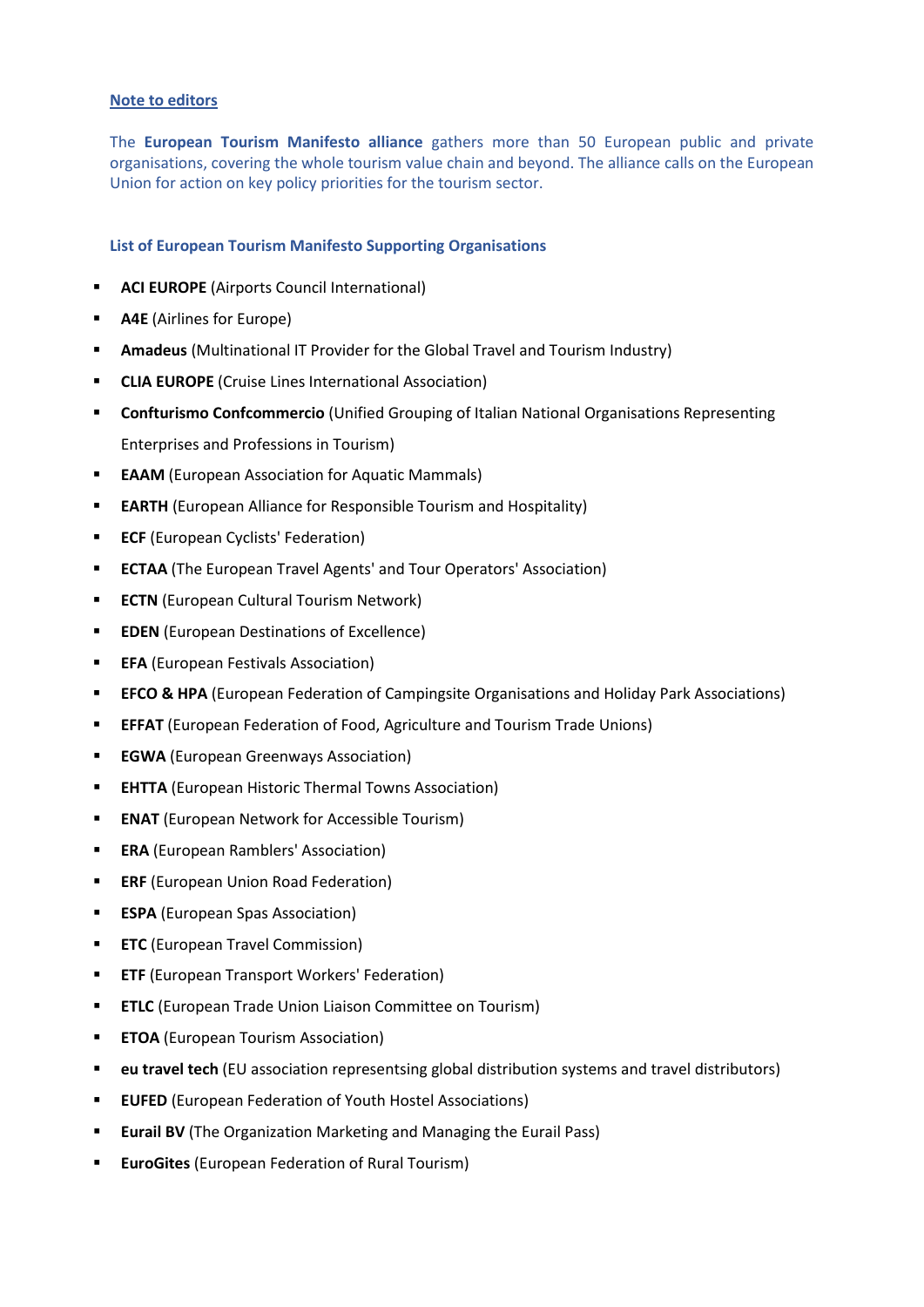**Note to editors**

The **European Tourism Manifesto alliance** gathers more than 50 European public and private organisations, covering the whole tourism value chain and beyond. The alliance calls on the European Union for action on key policy priorities for the tourism sector.

**List of European Tourism Manifesto Supporting Organisations**

- **ACI EUROPE** (Airports Council International)
- **A4E** (Airlines for Europe)
- **Amadeus** (Multinational IT Provider for the Global Travel and Tourism Industry)
- **CLIA EUROPE** (Cruise Lines International Association)
- **Confturismo Confcommercio** (Unified Grouping of Italian National Organisations Representing Enterprises and Professions in Tourism)
- **EAAM** (European Association for Aquatic Mammals)
- **EARTH** (European Alliance for Responsible Tourism and Hospitality)
- **ECF** (European Cyclists' Federation)
- **ECTAA** (The European Travel Agents' and Tour Operators' Association)
- **ECTN** (European Cultural Tourism Network)
- **EDEN** (European Destinations of Excellence)
- **EFA** (European Festivals Association)
- **EFCO & HPA** (European Federation of Campingsite Organisations and Holiday Park Associations)
- **EFFAT** (European Federation of Food, Agriculture and Tourism Trade Unions)
- **EGWA** (European Greenways Association)
- **EHTTA** (European Historic Thermal Towns Association)
- **ENAT** (European Network for Accessible Tourism)
- **ERA** (European Ramblers' Association)
- **ERF** (European Union Road Federation)
- **ESPA** (European Spas Association)
- **ETC** (European Travel Commission)
- **ETF** (European Transport Workers' Federation)
- **ETLC** (European Trade Union Liaison Committee on Tourism)
- **ETOA** (European Tourism Association)
- **eu travel tech** (EU association representsing global distribution systems and travel distributors)
- **EUFED** (European Federation of Youth Hostel Associations)
- **Eurail BV** (The Organization Marketing and Managing the Eurail Pass)
- **EuroGites** (European Federation of Rural Tourism)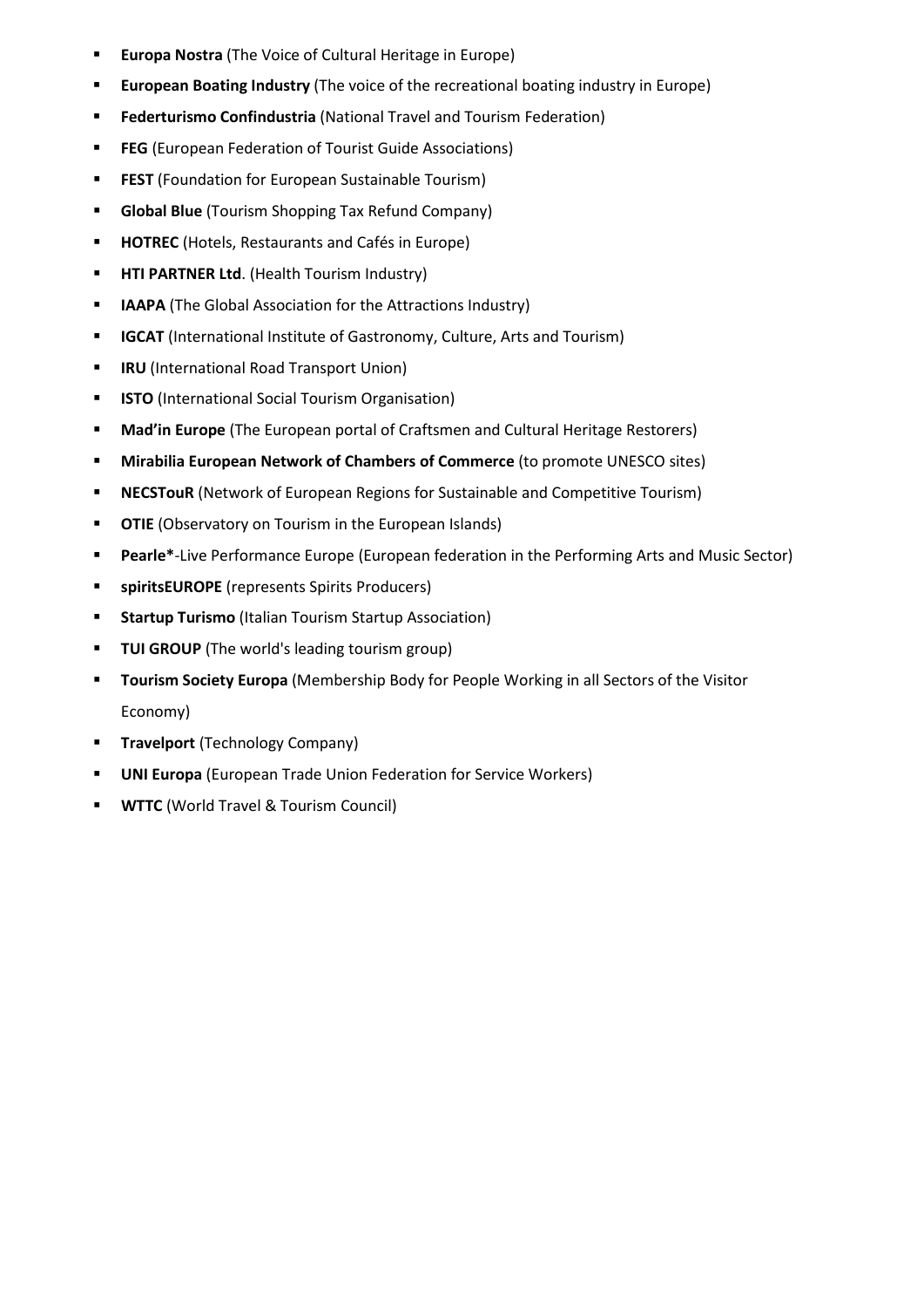- **Europa Nostra** (The Voice of Cultural Heritage in Europe)
- **European Boating Industry** (The voice of the recreational boating industry in Europe)
- **Federturismo Confindustria** (National Travel and Tourism Federation)
- **FEG** (European Federation of Tourist Guide Associations)
- **FEST** (Foundation for European Sustainable Tourism)
- **Global Blue** (Tourism Shopping Tax Refund Company)
- **HOTREC** (Hotels, Restaurants and Cafés in Europe)
- **HTI PARTNER Ltd**. (Health Tourism Industry)
- **IAAPA** (The Global Association for the Attractions Industry)
- **IGCAT** (International Institute of Gastronomy, Culture, Arts and Tourism)
- **IRU** (International Road Transport Union)
- **ISTO** (International Social Tourism Organisation)
- **Mad'in Europe** (The European portal of Craftsmen and Cultural Heritage Restorers)
- **Mirabilia European Network of Chambers of Commerce** (to promote UNESCO sites)
- **NECSTouR** (Network of European Regions for Sustainable and Competitive Tourism)
- **OTIE** (Observatory on Tourism in the European Islands)
- **Pearle***-Live Performance Europe (European federation in the Performing Arts and Music Sector)
- **spiritsEUROPE** (represents Spirits Producers)
- **Startup Turismo** (Italian Tourism Startup Association)
- **TUI GROUP** (The world's leading tourism group)
- **Tourism Society Europa** (Membership Body for People Working in all Sectors of the Visitor Economy)
- **Travelport** (Technology Company)
- **UNI Europa** (European Trade Union Federation for Service Workers)
- **WTTC** (World Travel & Tourism Council)